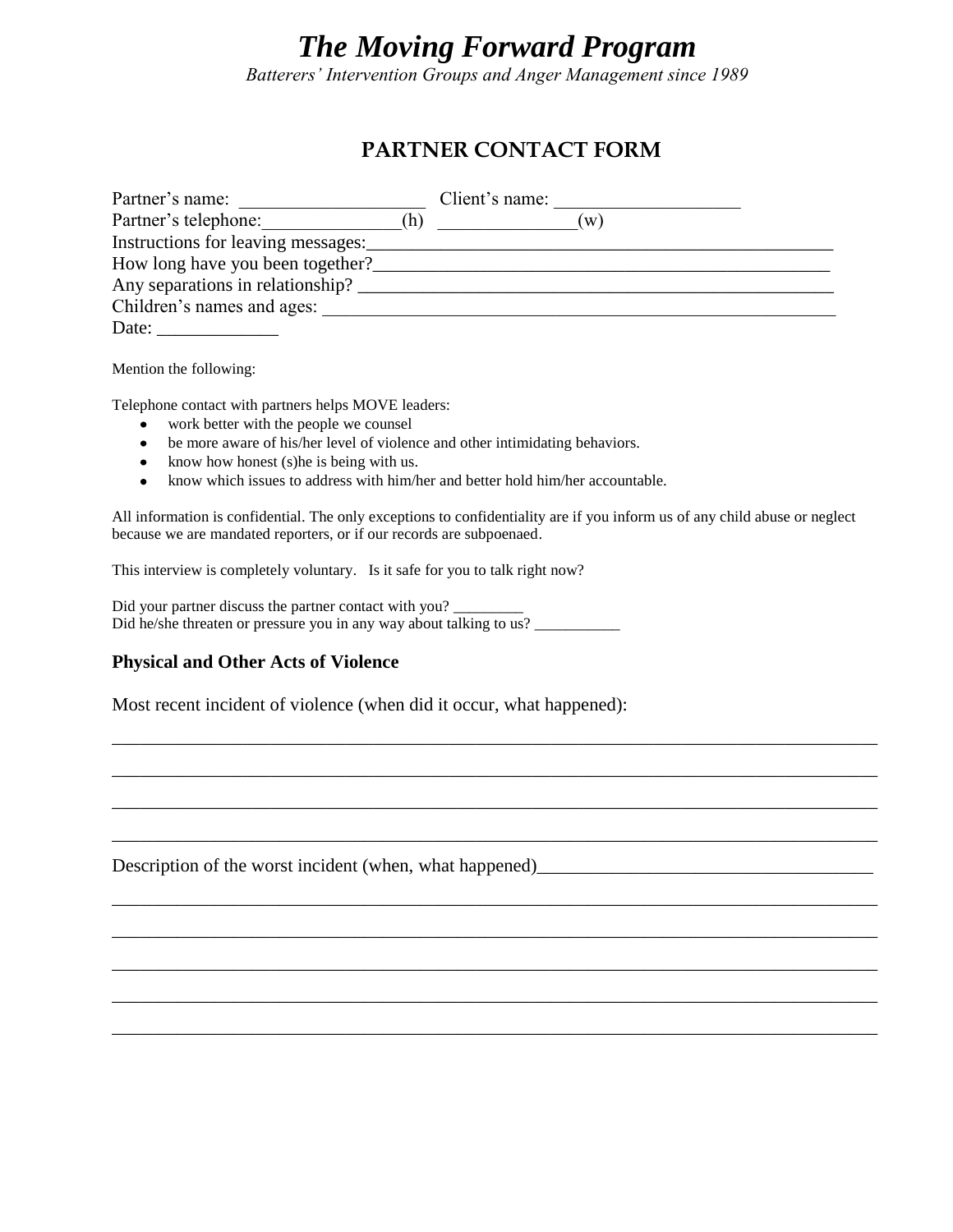# *The Moving Forward Program*

*Batterers' Intervention Groups and Anger Management since 1989*

## PARTNER CONTACT FORM

Partner's name: ___________________ Client's name: ___________________

Partner's telephone:______________(h) ______________(w)

Instructions for leaving messages:_______________________________________________

How long have you been together?_______________________________________________

Any separations in relationship? _______________________________________________

Children's names and ages: _____________________________________________________

Date: ____________

Mention the following:

Telephone contact with partners helps MOVE leaders:

- work better with the people we counsel
- be more aware of his/her level of violence and other intimidating behaviors.
- know how honest (s)he is being with us.
- know which issues to address with him/her and better hold him/her accountable.

All information is confidential. The only exceptions to confidentiality are if you inform us of any child abuse or neglect because we are mandated reporters, or if our records are subpoenaed.

This interview is completely voluntary. Is it safe for you to talk right now?

Did your partner discuss the partner contact with you? _________

Did he/she threaten or pressure you in any way about talking to us? ___________

### Physical and Other Acts of Violence

Most recent incident of violence (when did it occur, what happened):

_______________________________________________________________________________

_______________________________________________________________________________

_______________________________________________________________________________

_______________________________________________________________________________

Description of the worst incident (when, what happened)___________________________________

_______________________________________________________________________________

_______________________________________________________________________________

_______________________________________________________________________________

_______________________________________________________________________________

_______________________________________________________________________________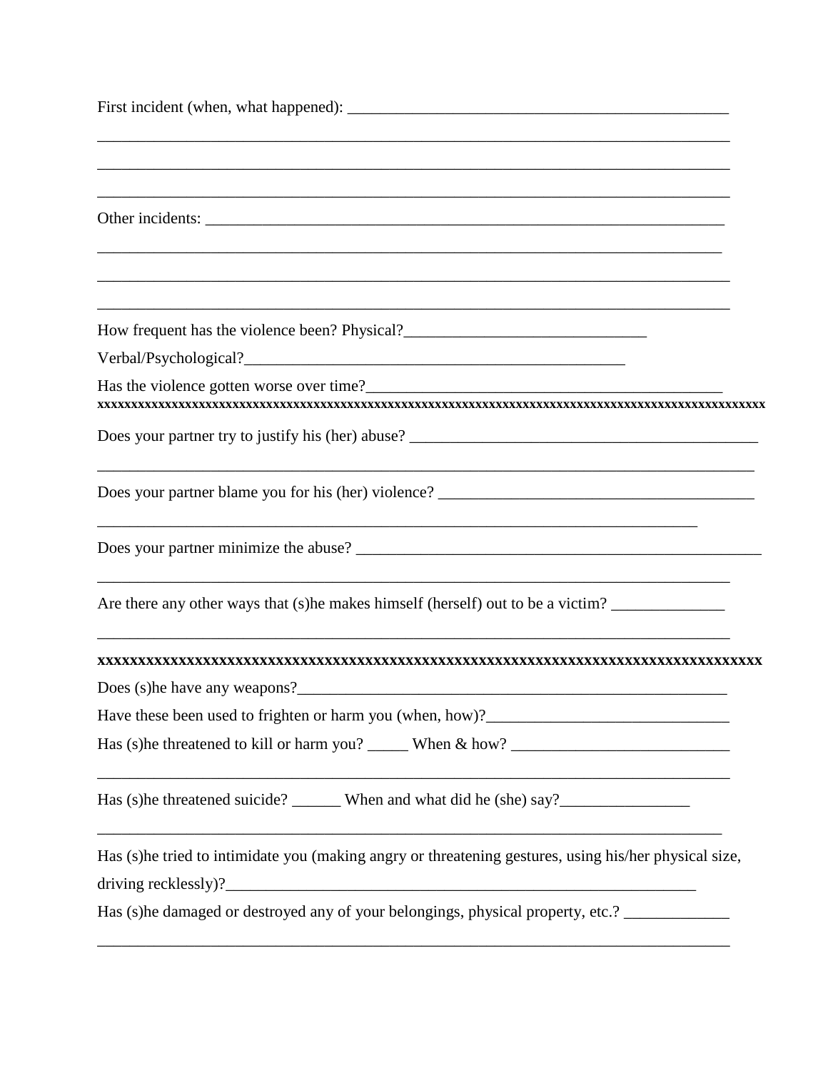First incident (when, what happened): ________________________________________________

______________________________________________________________________________

______________________________________________________________________________

______________________________________________________________________________

Other incidents: _____________________________________________________________

______________________________________________________________________________

______________________________________________________________________________

______________________________________________________________________________

How frequent has the violence been? Physical?______________________________

Verbal/Psychological?_______________________________________________

Has the violence gotten worse over time?_____________________________________________

xxxxxxxxxxxxxxxxxxxxxxxxxxxxxxxxxxxxxxxxxxxxxxxxxxxxxxxxxxxxxxxxxxxxxxxxxxxxxxxxxxxxxxxxxxxxxxxxxxxxxxxxxx

Does your partner try to justify his (her) abuse? ____________________________________________

______________________________________________________________________________

Does your partner blame you for his (her) violence? ________________________________________

______________________________________________________________________________

Does your partner minimize the abuse? ____________________________________________________

______________________________________________________________________________

Are there any other ways that (s)he makes himself (herself) out to be a victim? ______________

______________________________________________________________________________

xxxxxxxxxxxxxxxxxxxxxxxxxxxxxxxxxxxxxxxxxxxxxxxxxxxxxxxxxxxxxxxxxxxxxxxxxxxxxxxxxxxxxxxxxxxx

Does (s)he have any weapons?______________________________________________________

Have these been used to frighten or harm you (when, how)?______________________________

Has (s)he threatened to kill or harm you? _____ When & how? ___________________________

______________________________________________________________________________

Has (s)he threatened suicide? ______ When and what did he (she) say?________________

______________________________________________________________________________

Has (s)he tried to intimidate you (making angry or threatening gestures, using his/her physical size, driving recklessly)?______________________________________________________________

Has (s)he damaged or destroyed any of your belongings, physical property, etc.? _____________

______________________________________________________________________________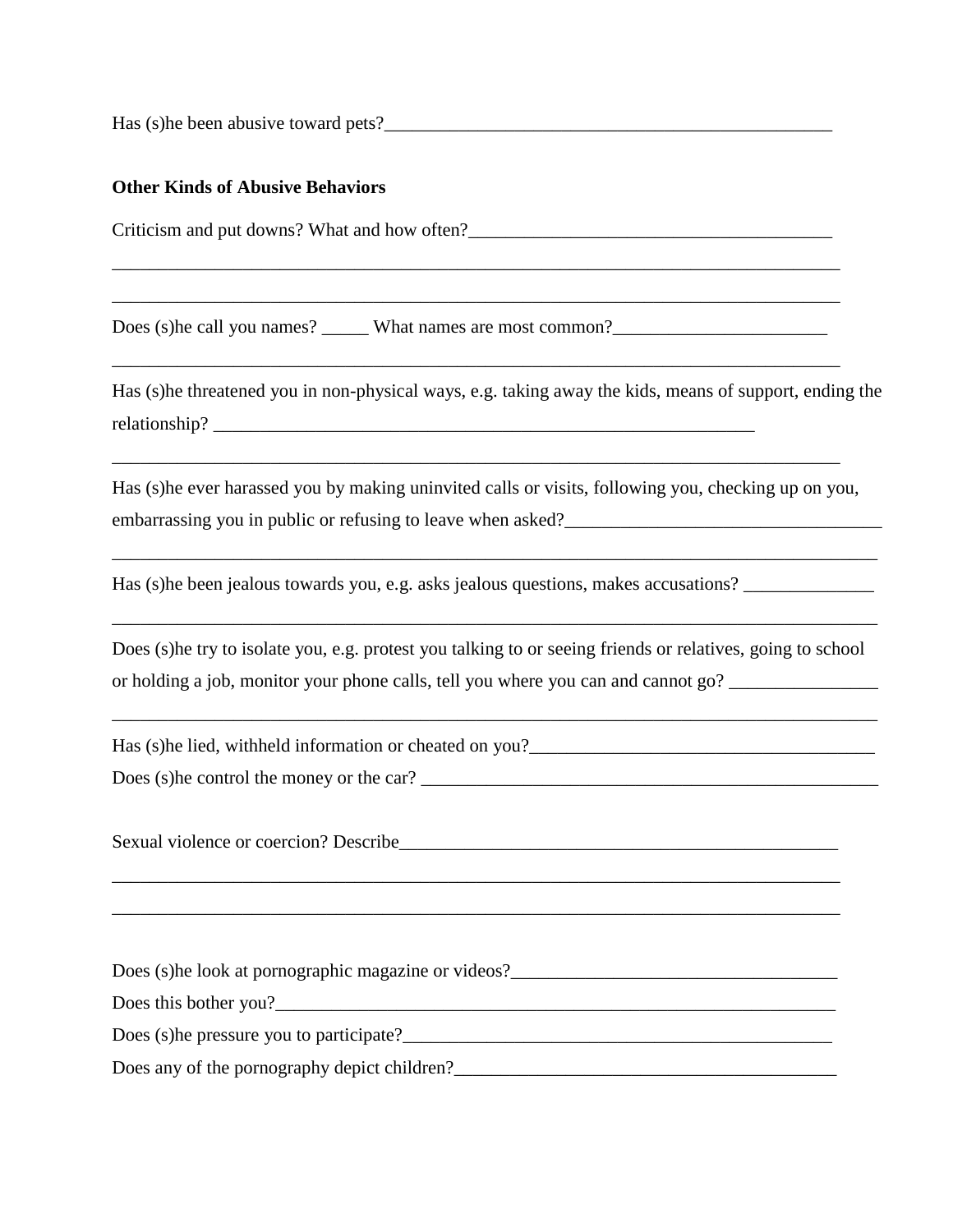Has (s)he been abusive toward pets?__________________________________________________

**Other Kinds of Abusive Behaviors**

Criticism and put downs? What and how often?________________________________________

_______________________________________________________________________________

_______________________________________________________________________________

Does (s)he call you names? _____ What names are most common?_______________________

_______________________________________________________________________________

Has (s)he threatened you in non-physical ways, e.g. taking away the kids, means of support, ending the relationship? ____________________________________________________________

_______________________________________________________________________________

Has (s)he ever harassed you by making uninvited calls or visits, following you, checking up on you, embarrassing you in public or refusing to leave when asked?__________________________________

_______________________________________________________________________________

Has (s)he been jealous towards you, e.g. asks jealous questions, makes accusations? ______________

_______________________________________________________________________________

Does (s)he try to isolate you, e.g. protest you talking to or seeing friends or relatives, going to school or holding a job, monitor your phone calls, tell you where you can and cannot go? ________________

_______________________________________________________________________________

Has (s)he lied, withheld information or cheated on you?_____________________________________

Does (s)he control the money or the car? ___________________________________________________

Sexual violence or coercion? Describe_________________________________________________

_______________________________________________________________________________

_______________________________________________________________________________

Does (s)he look at pornographic magazine or videos?___________________________________

Does this bother you?______________________________________________________________

Does (s)he pressure you to participate?_______________________________________________

Does any of the pornography depict children?__________________________________________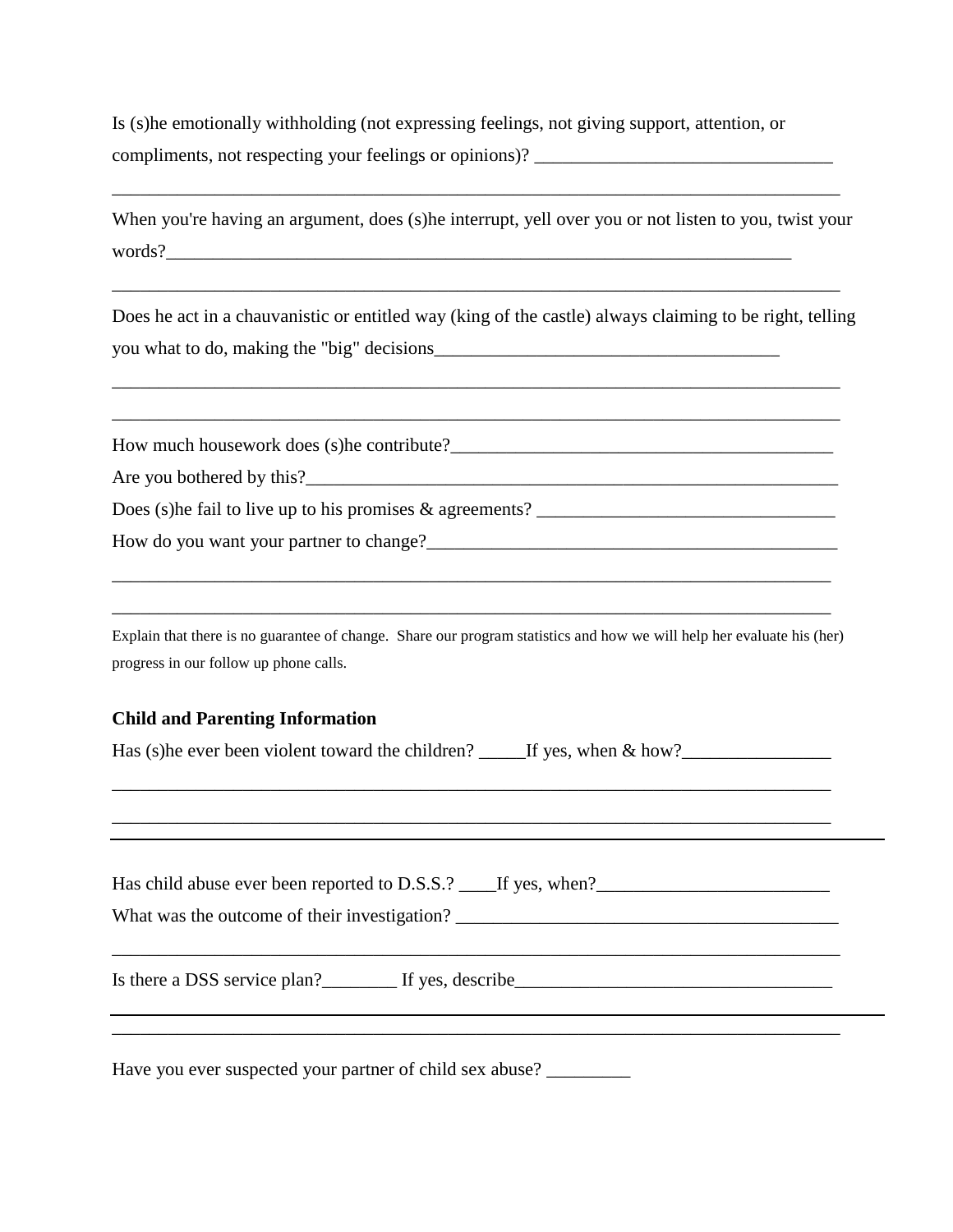Is (s)he emotionally withholding (not expressing feelings, not giving support, attention, or compliments, not respecting your feelings or opinions)? ________________________________

________________________________________________________________________________

When you're having an argument, does (s)he interrupt, yell over you or not listen to you, twist your words?______________________________________________________________________

________________________________________________________________________________

Does he act in a chauvanistic or entitled way (king of the castle) always claiming to be right, telling you what to do, making the "big" decisions_____________________________________

________________________________________________________________________________

________________________________________________________________________________

How much housework does (s)he contribute?__________________________________________

Are you bothered by this?________________________________________________________

Does (s)he fail to live up to his promises & agreements? ________________________________

How do you want your partner to change?____________________________________________

________________________________________________________________________________

________________________________________________________________________________

Explain that there is no guarantee of change. Share our program statistics and how we will help her evaluate his (her) progress in our follow up phone calls.

**Child and Parenting Information**

Has (s)he ever been violent toward the children? _____If yes, when & how?________________

________________________________________________________________________________

________________________________________________________________________________

Has child abuse ever been reported to D.S.S.? ____If yes, when?_________________________

What was the outcome of their investigation? _________________________________________

________________________________________________________________________________

Is there a DSS service plan?________ If yes, describe__________________________________

________________________________________________________________________________

Have you ever suspected your partner of child sex abuse? _________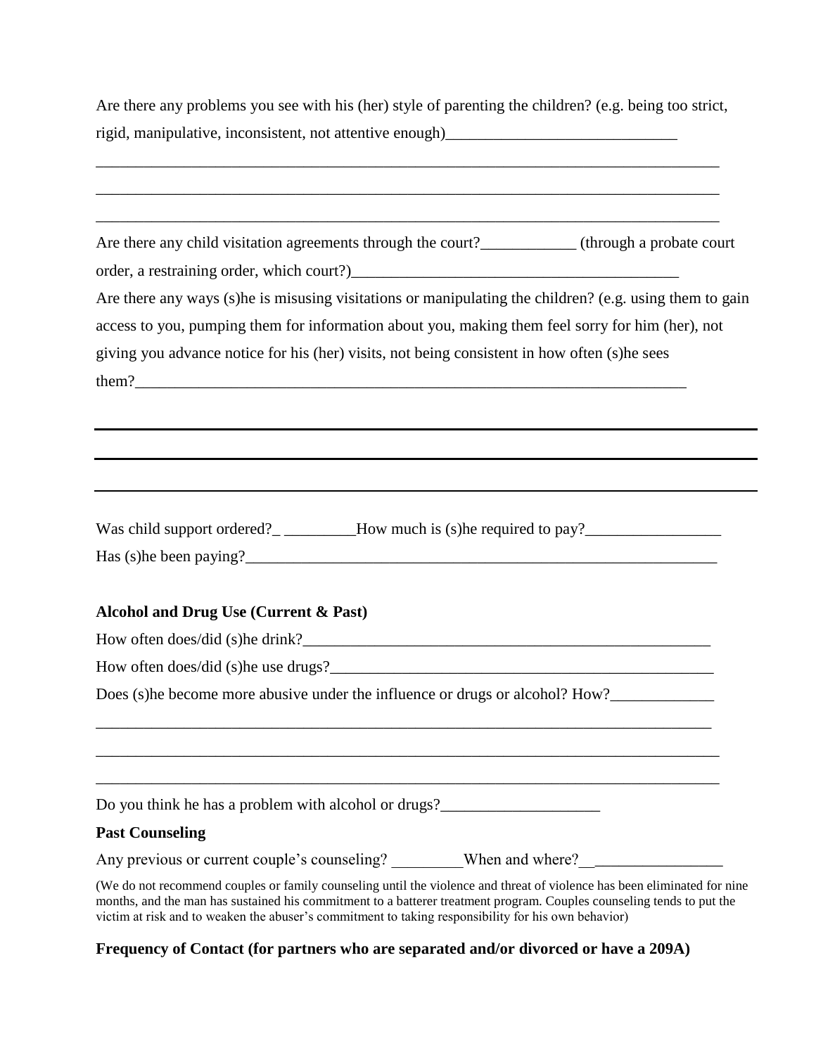Are there any problems you see with his (her) style of parenting the children? (e.g. being too strict, rigid, manipulative, inconsistent, not attentive enough)_____________________________

_______________________________________________________________________________

_______________________________________________________________________________

_______________________________________________________________________________

Are there any child visitation agreements through the court?____________ (through a probate court order, a restraining order, which court?)__________________________________________

Are there any ways (s)he is misusing visitations or manipulating the children? (e.g. using them to gain access to you, pumping them for information about you, making them feel sorry for him (her), not giving you advance notice for his (her) visits, not being consistent in how often (s)he sees them?________________________________________________________________________

_______________________________________________________________________________

_______________________________________________________________________________

_______________________________________________________________________________

Was child support ordered?_ _________How much is (s)he required to pay?_________________

Has (s)he been paying?_______________________________________________________________

**Alcohol and Drug Use (Current & Past)**

How often does/did (s)he drink?_____________________________________________________

How often does/did (s)he use drugs?__________________________________________________

Does (s)he become more abusive under the influence or drugs or alcohol? How?_____________

_______________________________________________________________________________

_______________________________________________________________________________

_______________________________________________________________________________

Do you think he has a problem with alcohol or drugs?____________________

**Past Counseling**

Any previous or current couple's counseling? _________When and where?__________________

(We do not recommend couples or family counseling until the violence and threat of violence has been eliminated for nine months, and the man has sustained his commitment to a batterer treatment program. Couples counseling tends to put the victim at risk and to weaken the abuser's commitment to taking responsibility for his own behavior)

**Frequency of Contact (for partners who are separated and/or divorced or have a 209A)**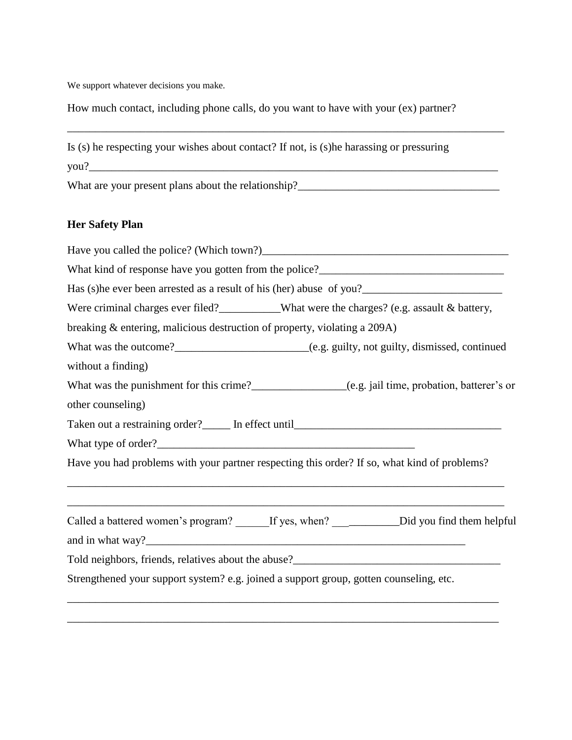We support whatever decisions you make.

How much contact, including phone calls, do you want to have with your (ex) partner?

_______________________________________________________________________________

Is (s) he respecting your wishes about contact? If not, is (s)he harassing or pressuring you?___________________________________________________________________________

What are your present plans about the relationship?___________________________________

**Her Safety Plan**

Have you called the police? (Which town?)_____________________________________________

What kind of response have you gotten from the police?________________________________

Has (s)he ever been arrested as a result of his (her) abuse of you?________________________

Were criminal charges ever filed?___________What were the charges? (e.g. assault & battery, breaking & entering, malicious destruction of property, violating a 209A)

What was the outcome?________________________(e.g. guilty, not guilty, dismissed, continued without a finding)

What was the punishment for this crime?________________(e.g. jail time, probation, batterer's or other counseling)

Taken out a restraining order?_____ In effect until_____________________________________

What type of order?______________________________________________

Have you had problems with your partner respecting this order? If so, what kind of problems?

_______________________________________________________________________________

_______________________________________________________________________________

Called a battered women's program? ______If yes, when? ____________Did you find them helpful and in what way?__________________________________________________________

Told neighbors, friends, relatives about the abuse?_____________________________________

Strengthened your support system? e.g. joined a support group, gotten counseling, etc.

_______________________________________________________________________________

_______________________________________________________________________________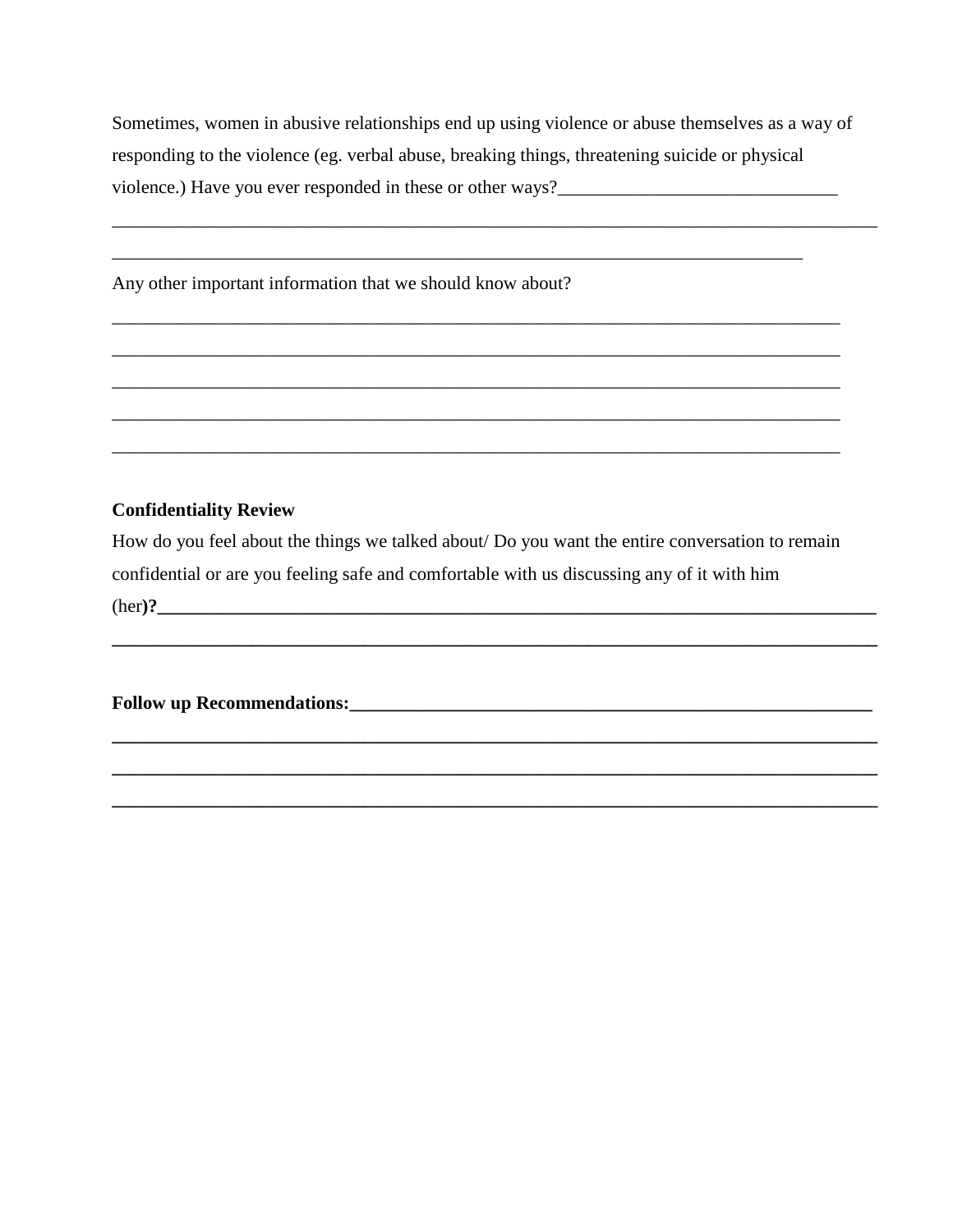Sometimes, women in abusive relationships end up using violence or abuse themselves as a way of responding to the violence (eg. verbal abuse, breaking things, threatening suicide or physical violence.) Have you ever responded in these or other ways?______________________________

________________________________________________________________________________

_________________________________________________________________________

Any other important information that we should know about?

_____________________________________________________________________________

_____________________________________________________________________________

_____________________________________________________________________________

_____________________________________________________________________________

_____________________________________________________________________________

**Confidentiality Review**

How do you feel about the things we talked about/ Do you want the entire conversation to remain confidential or are you feeling safe and comfortable with us discussing any of it with him (her**)?**________________________________________________________________________

________________________________________________________________________________

**Follow up Recommendations:**_______________________________________________________

________________________________________________________________________________

________________________________________________________________________________

________________________________________________________________________________